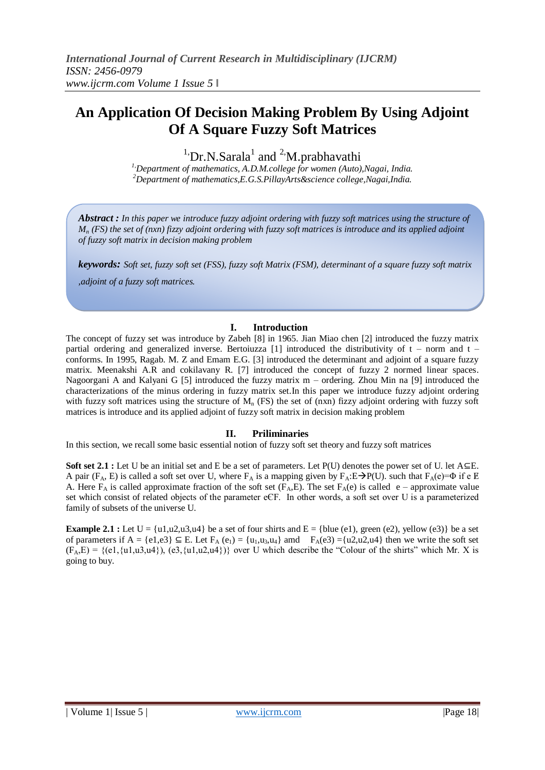# An Application Of Decision Making Problem By Using Adjoint Of A Square Fuzzy Soft Matrices

[1,]Dr.N.Sarala[1] and [2,]M.prabhavathi

*[1,]Department of mathematics, A.D.M.college for women (Auto),Nagai, India.*
*[2]Department of mathematics,E.G.S.PillayArts&science college,Nagai,India.*

***Abstract :*** *In this paper we introduce fuzzy adjoint ordering with fuzzy soft matrices using the structure of $M_n$ (FS) the set of (nxn) fizzy adjoint ordering with fuzzy soft matrices is introduce and its applied adjoint of fuzzy soft matrix in decision making problem*

***keywords:*** *Soft set, fuzzy soft set (FSS), fuzzy soft Matrix (FSM), determinant of a square fuzzy soft matrix ,adjoint of a fuzzy soft matrices.*

## I. Introduction

The concept of fuzzy set was introduce by Zabeh [8] in 1965. Jian Miao chen [2] introduced the fuzzy matrix partial ordering and generalized inverse. Bertoiuzza [1] introduced the distributivity of t – norm and t – conforms. In 1995, Ragab. M. Z and Emam E.G. [3] introduced the determinant and adjoint of a square fuzzy matrix. Meenakshi A.R and cokilavany R. [7] introduced the concept of fuzzy 2 normed linear spaces. Nagoorgani A and Kalyani G [5] introduced the fuzzy matrix m – ordering. Zhou Min na [9] introduced the characterizations of the minus ordering in fuzzy matrix set.In this paper we introduce fuzzy adjoint ordering with fuzzy soft matrices using the structure of $M_n$ (FS) the set of (nxn) fizzy adjoint ordering with fuzzy soft matrices is introduce and its applied adjoint of fuzzy soft matrix in decision making problem

## II. Priliminaries

In this section, we recall some basic essential notion of fuzzy soft set theory and fuzzy soft matrices

**Soft set 2.1 :** Let U be an initial set and E be a set of parameters. Let P(U) denotes the power set of U. let A⊆E. A pair ($F_A$, E) is called a soft set over U, where $F_A$ is a mapping given by $F_A$:E→P(U). such that $F_A(e)=\Phi$ if e ∉ A. Here $F_A$ is called approximate fraction of the soft set ($F_A$,E). The set $F_A(e)$ is called e – approximate value set which consist of related objects of the parameter e∈F. In other words, a soft set over U is a parameterized family of subsets of the universe U.

**Example 2.1 :** Let U = {u1,u2,u3,u4} be a set of four shirts and E = {blue (e1), green (e2), yellow (e3)} be a set of parameters if A = {e1,e3} ⊆ E. Let $F_A$ ($e_1$) = {$u_1$,$u_3$,$u_4$} amd $F_A$(e3) ={u2,u2,u4} then we write the soft set ($F_A$,E) = {(e1,{u1,u3,u4}), (e3,{u1,u2,u4})} over U which describe the "Colour of the shirts" which Mr. X is going to buy.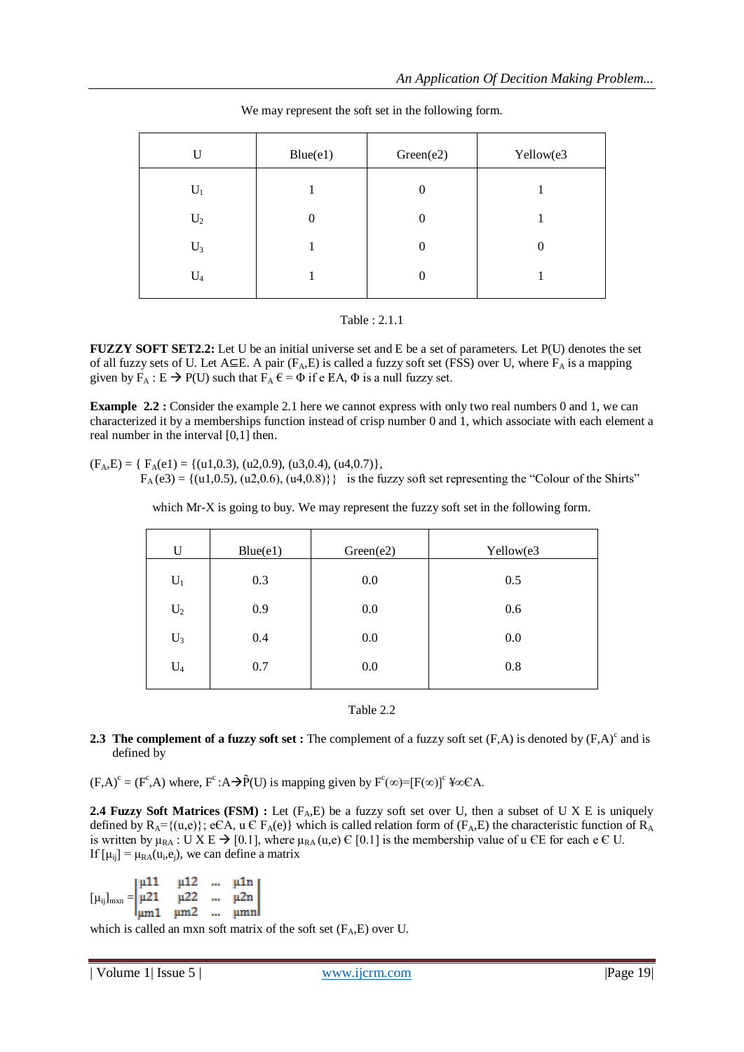We may represent the soft set in the following form.

| U | Blue(e1) | Green(e2) | Yellow(e3 |
|---|---|---|---|
| $U_1$ | 1 | 0 | 1 |
| $U_2$ | 0 | 0 | 1 |
| $U_3$ | 1 | 0 | 0 |
| $U_4$ | 1 | 0 | 1 |

Table : 2.1.1

**FUZZY SOFT SET2.2:** Let U be an initial universe set and E be a set of parameters. Let P(U) denotes the set of all fuzzy sets of U. Let A⊆E. A pair $(F_A,E)$ is called a fuzzy soft set (FSS) over U, where $F_A$ is a mapping given by $F_A : E \rightarrow P(U)$ such that $F_A \in = \Phi$ if e ∉A, Φ is a null fuzzy set.

**Example 2.2 :** Consider the example 2.1 here we cannot express with only two real numbers 0 and 1, we can characterized it by a memberships function instead of crisp number 0 and 1, which associate with each element a real number in the interval [0,1] then.

$(F_A,E) = \{ F_A(e1) = \{(u1,0.3), (u2,0.9), (u3,0.4), (u4,0.7)\},$
$F_A(e3) = \{(u1,0.5), (u2,0.6), (u4,0.8)\}\}$ is the fuzzy soft set representing the "Colour of the Shirts" which Mr-X is going to buy. We may represent the fuzzy soft set in the following form.

| U | Blue(e1) | Green(e2) | Yellow(e3 |
|---|---|---|---|
| $U_1$ | 0.3 | 0.0 | 0.5 |
| $U_2$ | 0.9 | 0.0 | 0.6 |
| $U_3$ | 0.4 | 0.0 | 0.0 |
| $U_4$ | 0.7 | 0.0 | 0.8 |

Table 2.2

**2.3 The complement of a fuzzy soft set :** The complement of a fuzzy soft set (F,A) is denoted by $(F,A)^c$ and is defined by

$(F,A)^c = (F^c,A)$ where, $F^c : A \rightarrow \tilde{P}(U)$ is mapping given by $F^c(\infty)=[F(\infty)]^c$ ¥∞ЄA.

**2.4 Fuzzy Soft Matrices (FSM) :** Let $(F_A,E)$ be a fuzzy soft set over U, then a subset of U X E is uniquely defined by $R_A=\{(u,e)\}$; eЄA, u Є $F_A(e)$} which is called relation form of $(F_A,E)$ the characteristic function of $R_A$ is written by $\mu_{RA} : U \times E \rightarrow [0.1]$, where $\mu_{RA}(u,e) \in [0.1]$ is the membership value of u ЄE for each e Є U.
If $[\mu_{ij}] = \mu_{RA}(u_i,e_j)$, we can define a matrix

$$[\mu_{ij}]_{m\times n} = \begin{vmatrix} \mu 11 & \mu 12 & \dots & \mu 1n \\ \mu 21 & \mu 22 & \dots & \mu 2n \\ \mu m1 & \mu m2 & \dots & \mu mn \end{vmatrix}$$

which is called an mxn soft matrix of the soft set $(F_A,E)$ over U.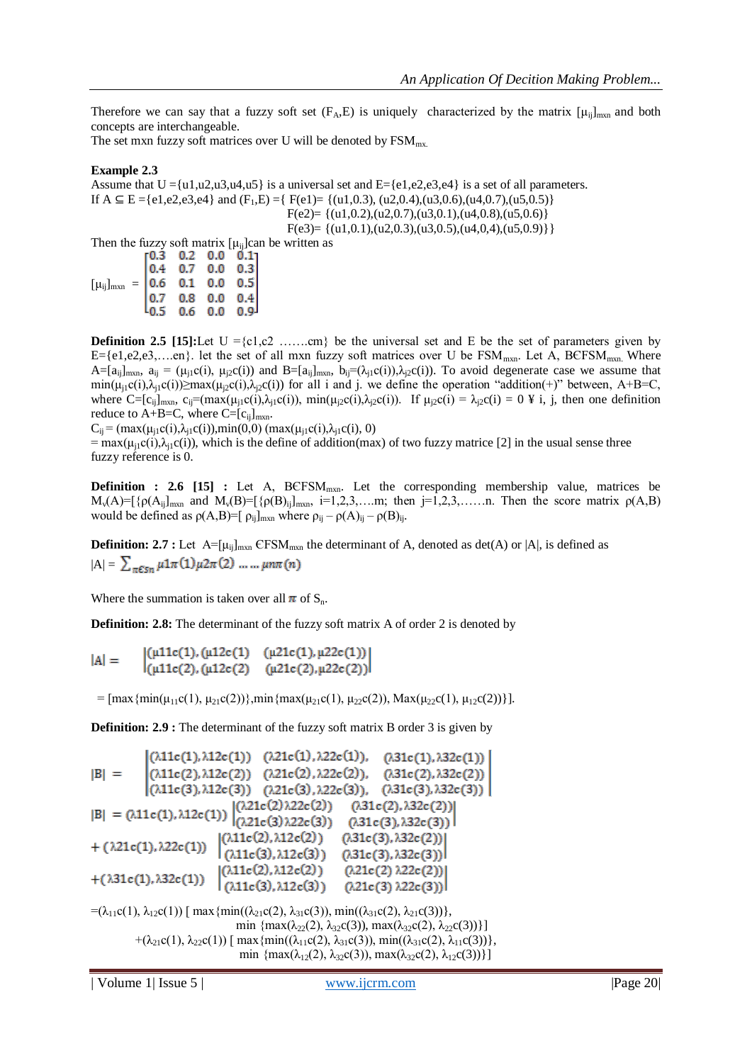Therefore we can say that a fuzzy soft set $(F_A,E)$ is uniquely characterized by the matrix $[\mu_{ij}]_{mxn}$ and both concepts are interchangeable.

The set mxn fuzzy soft matrices over U will be denoted by $FSM_{mx.}$

**Example 2.3**

Assume that U ={u1,u2,u3,u4,u5} is a universal set and E={e1,e2,e3,e4} is a set of all parameters.

If A ⊆ E ={e1,e2,e3,e4} and $(F_1,E)$ ={ F(e1)= {(u1,0.3), (u2,0.4),(u3,0.6),(u4,0.7),(u5,0.5)}

F(e2)= {(u1,0.2),(u2,0.7),(u3,0.1),(u4,0.8),(u5,0.6)}

F(e3)= {(u1,0.1),(u2,0.3),(u3,0.5),(u4,0,4),(u5,0.9)}}

Then the fuzzy soft matrix $[\mu_{ij}]$can be written as

$$[\mu_{ij}]_{mxn} = \begin{bmatrix} 0.3 & 0.2 & 0.0 & 0.1 \\ 0.4 & 0.7 & 0.0 & 0.3 \\ 0.6 & 0.1 & 0.0 & 0.5 \\ 0.7 & 0.8 & 0.0 & 0.4 \\ 0.5 & 0.6 & 0.0 & 0.9 \end{bmatrix}$$

**Definition 2.5 [15]:**Let U ={c1,c2 …….cm} be the universal set and E be the set of parameters given by E={e1,e2,e3,….en}. let the set of all mxn fuzzy soft matrices over U be $FSM_{mxn}$. Let A, BЄ$FSM_{mxn.}$ Where $A=[a_{ij}]_{mxn}$, $a_{ij} = (\mu_{j1}c(i),\ \mu_{j2}c(i))$ and $B=[a_{ij}]_{mxn}$, $b_{ij}=(\lambda_{j1}c(i)),\lambda_{j2}c(i))$. To avoid degenerate case we assume that $\min(\mu_{j1}c(i),\lambda_{j1}c(i))\geq\max(\mu_{j2}c(i),\lambda_{j2}c(i))$ for all i and j. we define the operation "addition(+)" between, A+B=C, where $C=[c_{ij}]_{mxn}$, $c_{ij}=(\max(\mu_{j1}c(i),\lambda_{j1}c(i)),\ \min(\mu_{j2}c(i),\lambda_{j2}c(i))$. If $\mu_{j2}c(i) = \lambda_{j2}c(i) = 0$ ¥ i, j, then one definition reduce to A+B=C, where $C=[c_{ij}]_{mxn}$.

$C_{ij} = (\max(\mu_{j1}c(i),\lambda_{j1}c(i)),\min(0,0)\ (\max(\mu_{j1}c(i),\lambda_{j1}c(i),\ 0)$

$= \max(\mu_{j1}c(i),\lambda_{j1}c(i))$, which is the define of addition(max) of two fuzzy matrice [2] in the usual sense three fuzzy reference is 0.

**Definition : 2.6 [15] :** Let A, BЄ$FSM_{mxn}$. Let the corresponding membership value, matrices be $M_v(A)=[\{\rho(A_{ij}]_{mxn}$ and $M_v(B)=[\{\rho(B)_{ij}]_{mxn}$, i=1,2,3,….m; then j=1,2,3,……n. Then the score matrix ρ(A,B) would be defined as $\rho(A,B)=[\ \rho_{ij}]_{mxn}$ where $\rho_{ij} - \rho(A)_{ij} - \rho(B)_{ij}$.

**Definition: 2.7 :** Let $A=[\mu_{ij}]_{mxn}$ Є$FSM_{mxn}$ the determinant of A, denoted as det(A) or |A|, is defined as

$$|A| = \sum_{\pi \epsilon s n} \mu 1\pi(1)\mu 2\pi(2) \ldots\ldots \mu n\pi(n)$$

Where the summation is taken over all $\pi$ of $S_n$.

**Definition: 2.8:** The determinant of the fuzzy soft matrix A of order 2 is denoted by

$$|A| = \begin{vmatrix} (\mu 11c(1),(\mu 12c(1) & (\mu 21c(1),\mu 22c(1)) \\ (\mu 11c(2),(\mu 12c(2) & (\mu 21c(2),\mu 22c(2)) \end{vmatrix}$$

$= [\max\{\min(\mu_{11}c(1),\ \mu_{21}c(2))\},\min\{\max(\mu_{21}c(1),\ \mu_{22}c(2)),\ \text{Max}(\mu_{22}c(1),\ \mu_{12}c(2))\}]$.

**Definition: 2.9 :** The determinant of the fuzzy soft matrix B order 3 is given by

$$|B| = \begin{vmatrix} (\lambda 11c(1),\lambda 12c(1)) & (\lambda 21c(1),\lambda 22c(1)), & (\lambda 31c(1),\lambda 32c(1)) \\ (\lambda 11c(2),\lambda 12c(2)) & (\lambda 21c(2),\lambda 22c(2)), & (\lambda 31c(2),\lambda 32c(2)) \\ (\lambda 11c(3),\lambda 12c(3)) & (\lambda 21c(3),\lambda 22c(3)), & (\lambda 31c(3),\lambda 32c(3)) \end{vmatrix}$$

$$|B| = (\lambda 11c(1),\lambda 12c(1)) \begin{vmatrix} (\lambda 21c(2)\lambda 22c(2)) & (\lambda 31c(2),\lambda 32c(2)) \\ (\lambda 21c(3)\lambda 22c(3)) & (\lambda 31c(3),\lambda 32c(3)) \end{vmatrix}$$

$$+ (\lambda 21c(1),\lambda 22c(1)) \begin{vmatrix} (\lambda 11c(2),\lambda 12c(2)) & (\lambda 31c(3),\lambda 32c(2)) \\ (\lambda 11c(3),\lambda 12c(3)) & (\lambda 31c(3),\lambda 32c(3)) \end{vmatrix}$$

$$+ (\lambda 31c(1),\lambda 32c(1)) \begin{vmatrix} (\lambda 11c(2),\lambda 12c(2)) & (\lambda 21c(2)\ \lambda 22c(2)) \\ (\lambda 11c(3),\lambda 12c(3)) & (\lambda 21c(3)\ \lambda 22c(3)) \end{vmatrix}$$

$=(\lambda_{11}c(1),\ \lambda_{12}c(1))\ [\ \max\{\min((\lambda_{21}c(2),\ \lambda_{31}c(3)),\ \min((\lambda_{31}c(2),\ \lambda_{21}c(3))\},$
$\min\ \{\max(\lambda_{22}(2),\ \lambda_{32}c(3)),\ \max(\lambda_{32}c(2),\ \lambda_{22}c(3))\}]$

$+(\lambda_{21}c(1),\ \lambda_{22}c(1))\ [\ \max\{\min((\lambda_{11}c(2),\ \lambda_{31}c(3)),\ \min((\lambda_{31}c(2),\ \lambda_{11}c(3))\},$
$\min\ \{\max(\lambda_{12}(2),\ \lambda_{32}c(3)),\ \max(\lambda_{32}c(2),\ \lambda_{12}c(3))\}]$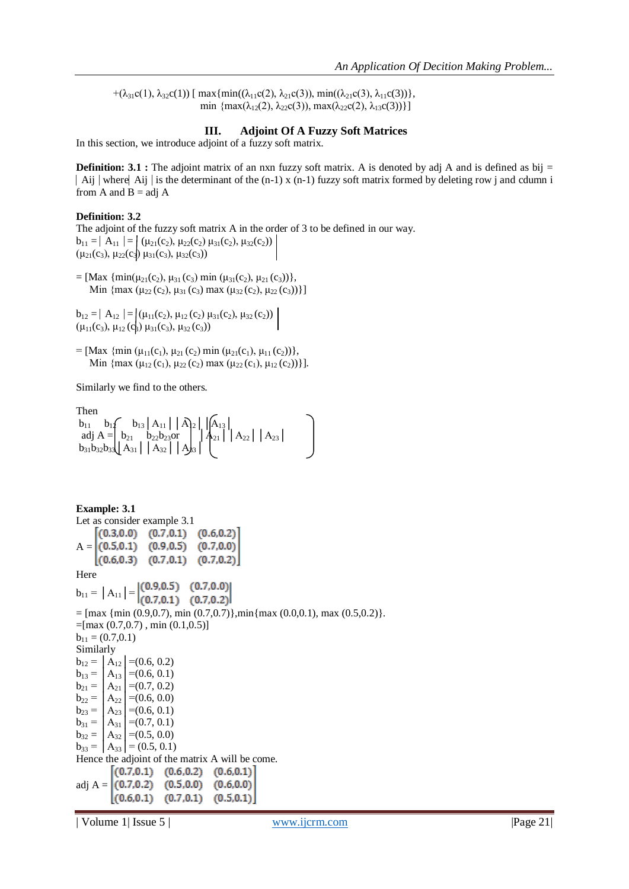$+(\lambda_{31}c(1), \lambda_{32}c(1))$ [ $\max\{\min((\lambda_{11}c(2), \lambda_{21}c(3)), \min((\lambda_{21}c(3), \lambda_{11}c(3))\},$
$\min\{\max(\lambda_{12}(2), \lambda_{22}c(3)), \max(\lambda_{22}c(2), \lambda_{13}c(3))\}$]

## III. Adjoint Of A Fuzzy Soft Matrices

In this section, we introduce adjoint of a fuzzy soft matrix.

**Definition: 3.1 :** The adjoint matrix of an nxn fuzzy soft matrix. A is denoted by adj A and is defined as bij = $|$ Aij $|$ where $|$ Aij $|$ is the determinant of the (n-1) x (n-1) fuzzy soft matrix formed by deleting row j and cdumn i from A and B = adj A

**Definition: 3.2**

The adjoint of the fuzzy soft matrix A in the order of 3 to be defined in our way.

$$b_{11} = |A_{11}| = \begin{vmatrix} (\mu_{21}(c_2), \mu_{22}(c_2) & \mu_{31}(c_2), \mu_{32}(c_2)) \\ (\mu_{21}(c_3), \mu_{22}(c_3) & \mu_{31}(c_3), \mu_{32}(c_3)) \end{vmatrix}$$

$= [\text{Max } \{\min(\mu_{21}(c_2), \mu_{31}(c_3) \min(\mu_{31}(c_2), \mu_{21}(c_3))\},$
$\text{Min } \{\max(\mu_{22}(c_2), \mu_{31}(c_3) \max(\mu_{32}(c_2), \mu_{22}(c_3))\}]$

$$b_{12} = |A_{12}| = \begin{vmatrix} (\mu_{11}(c_2), \mu_{12}(c_2) & \mu_{31}(c_2), \mu_{32}(c_2)) \\ (\mu_{11}(c_3), \mu_{12}(c_3) & \mu_{31}(c_3), \mu_{32}(c_3)) \end{vmatrix}$$

$= [\text{Max } \{\min(\mu_{11}(c_1), \mu_{21}(c_2) \min(\mu_{21}(c_1), \mu_{11}(c_2))\},$
$\text{Min } \{\max(\mu_{12}(c_1), \mu_{22}(c_2) \max(\mu_{22}(c_1), \mu_{12}(c_2))\}].$

Similarly we find to the others.

Then

$$\text{adj } A = \begin{pmatrix} b_{11} & b_{12} & b_{13} \\ b_{21} & b_{22} & b_{23} \\ b_{31} & b_{32} & b_{33} \end{pmatrix} \text{ or } \begin{pmatrix} |A_{11}| & |A_{12}| & |A_{13}| \\ |A_{21}| & |A_{22}| & |A_{23}| \\ |A_{31}| & |A_{32}| & |A_{33}| \end{pmatrix}$$

**Example: 3.1**

Let as consider example 3.1

$$A = \begin{bmatrix} (0.3,0.0) & (0.7,0.1) & (0.6,0.2) \\ (0.5,0.1) & (0.9,0.5) & (0.7,0.0) \\ (0.6,0.3) & (0.7,0.1) & (0.7,0.2) \end{bmatrix}$$

Here

$$b_{11} = |A_{11}| = \begin{vmatrix} (0.9,0.5) & (0.7,0.0) \\ (0.7,0.1) & (0.7,0.2) \end{vmatrix}$$

= [max {min (0.9,0.7), min (0.7,0.7)},min{max (0.0,0.1), max (0.5,0.2)}.
=[max (0.7,0.7) , min (0.1,0.5)]
$b_{11}$ = (0.7,0.1)

Similarly

$b_{12} = |A_{12}|$ =(0.6, 0.2)
$b_{13} = |A_{13}|$ =(0.6, 0.1)
$b_{21} = |A_{21}|$ =(0.7, 0.2)
$b_{22} = |A_{22}|$ =(0.6, 0.0)
$b_{23} = |A_{23}|$ =(0.6, 0.1)
$b_{31} = |A_{31}|$ =(0.7, 0.1)
$b_{32} = |A_{32}|$ =(0.5, 0.0)
$b_{33} = |A_{33}|$ = (0.5, 0.1)

Hence the adjoint of the matrix A will be come.

$$\text{adj } A = \begin{bmatrix} (0.7,0.1) & (0.6,0.2) & (0.6,0.1) \\ (0.7,0.2) & (0.5,0.0) & (0.6,0.0) \\ (0.6,0.1) & (0.7,0.1) & (0.5,0.1) \end{bmatrix}$$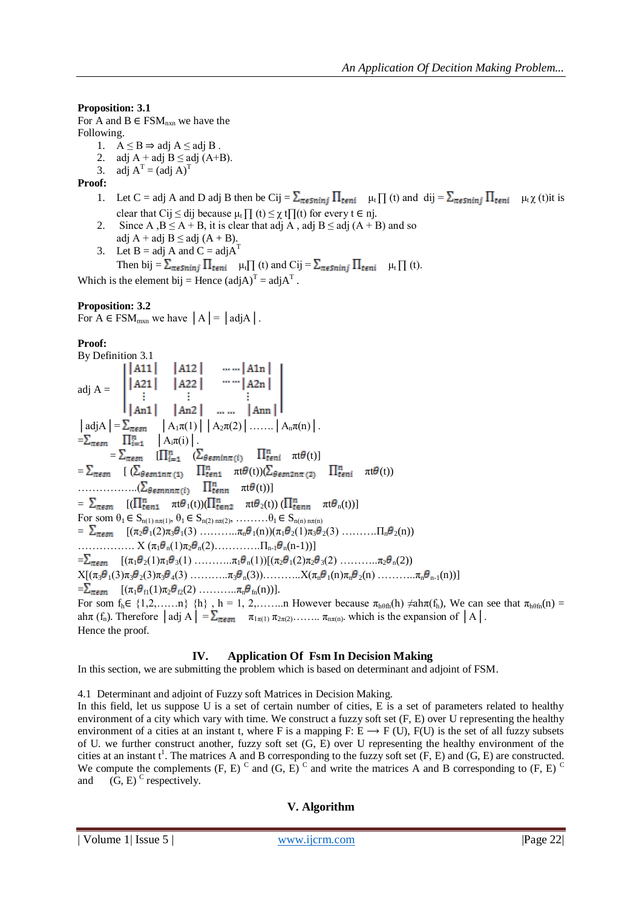**Proposition: 3.1**

For A and B $\in$ FSM$_{n \times n}$ we have the Following.

1. $A \le B \Rightarrow \text{adj } A \le \text{adj } B$ .
2. adj A + adj B $\le$ adj (A+B).
3. adj $A^T = (\text{adj } A)^T$

**Proof:**

1. Let C = adj A and D adj B then be Cij = $\sum_{\pi \in Sninj} \prod_{t \in ni} \mu_t \prod (t)$ and dij = $\sum_{\pi \in Sninj} \prod_{t \in ni} \mu_t \chi (t)$it is clear that Cij $\le$ dij because $\mu_t \prod (t) \le \chi$ t$\prod$(t) for every t $\in$ nj.
2. Since A ,B $\le$ A + B, it is clear that adj A , adj B $\le$ adj (A + B) and so adj A + adj B $\le$ adj (A + B).
3. Let B = adj A and C = adj$A^T$
   Then bij = $\sum_{\pi \in Sninj} \prod_{t \in ni} \mu_t \prod (t)$ and Cij = $\sum_{\pi \in Sninj} \prod_{t \in ni} \mu_t \prod (t)$.

Which is the element bij = Hence $(\text{adj}A)^T = \text{adj}A^T$ .

**Proposition: 3.2**

For A $\in$ FSM$_{m \times n}$ we have $|A| = |\text{adj}A|$.

**Proof:**

By Definition 3.1

$$\text{adj } A = \begin{vmatrix} |A11| & |A12| & \cdots\cdots |A1n| \\ |A21| & |A22| & \cdots\cdots |A2n| \\ \vdots & \vdots & \vdots \\ |An1| & |An2| & \ldots\ldots \ |Ann| \end{vmatrix}$$

$|\text{adj}A| = \sum_{\pi \in sn} |A_1\pi(1)|\,|A_2\pi(2)| \ldots\ldots |A_n\pi(n)|$.

$= \sum_{\pi \in sn} \prod_{i=1}^{n} |A_i\pi(i)|$.

$= \sum_{\pi \in sn} [\prod_{i=1}^{n} (\sum_{\theta \in sninn(i)} \prod_{t \in ni} \pi t\theta(t)]$

$= \sum_{\pi \in sn} [ (\sum_{\theta \in sn1n\pi(1)} \prod_{t \in n1} \pi t\theta(t))(\sum_{\theta \in sn2n\pi(2)} \prod_{t \in ni} \pi t\theta(t))$ ……………..$(\sum_{\theta \in snnn\pi(i)} \prod_{t \in nn} \pi t\theta(t))]$

$= \sum_{\pi \in sn} [(\prod_{t \in n1}^{n} \pi t\theta_1(t))(\prod_{t \in n2}^{n} \pi t\theta_2(t))\,(\prod_{t \in nn}^{n} \pi t\theta_n(t))]$

For som $\theta_1 \in S_{n(1)\,n\pi(1)}$, $\theta_1 \in S_{n(2)\,n\pi(2)}$, ………$\theta_1 \in S_{n(n)\,n\pi(n)}$

$= \sum_{\pi \in sn} [(\pi_2\theta_1(2)\pi_3\theta_1(3)$ ………..$\pi_n\theta_1(n))(\pi_1\theta_2(1)\pi_3\theta_2(3)$ ……….$\Pi_n\theta_2(n))$ ……………. X $(\pi_1\theta_n(1)\pi_2\theta_n(2)$………….$\Pi_{n-1}\theta_n(n-1))]$

$= \sum_{\pi \in sn} [(\pi_1\theta_2(1)\pi_1\theta_3(1)$ ……….$\pi_1\theta_n(1))[(\pi_2\theta_1(2)\pi_2\theta_3(2)$ ……….$\pi_2\theta_n(2))$ X$[(\pi_3\theta_1(3)\pi_3\theta_2(3)\pi_3\theta_4(3)$ ………..$\pi_3\theta_n(3))$……….X$(\pi_n\theta_1(n)\pi_n\theta_2(n)$ ………..$\pi_n\theta_{n-1}(n))]$

$= \sum_{\pi \in sn} [(\pi_1\theta_{f1}(1)\pi_2\theta_{f2}(2)$ ………..$\pi_n\theta_{fn}(n))]$.

For som $f_h \in \{1,2,\ldots\ldots n\}$ $\{h\}$ , h = 1, 2,……..n However because $\pi_{h\theta fh}(h) \neq ah\pi(f_h)$, We can see that $\pi_{h\theta fh}(n)$ = $ah\pi$ $(f_h)$. Therefore $|\text{adj } A| = \sum_{\pi \in sn} \pi_{1\pi(1)}\, \pi_{2\pi(2)} \ldots\ldots \pi_{n\pi(n)}$. which is the expansion of $|A|$.

Hence the proof.

## IV. Application Of Fsm In Decision Making

In this section, we are submitting the problem which is based on determinant and adjoint of FSM.

4.1 Determinant and adjoint of Fuzzy soft Matrices in Decision Making.

In this field, let us suppose U is a set of certain number of cities, E is a set of parameters related to healthy environment of a city which vary with time. We construct a fuzzy soft set (F, E) over U representing the healthy environment of a cities at an instant t, where F is a mapping F: E $\longrightarrow$ F (U), F(U) is the set of all fuzzy subsets of U. we further construct another, fuzzy soft set (G, E) over U representing the healthy environment of the cities at an instant $t^1$. The matrices A and B corresponding to the fuzzy soft set (F, E) and (G, E) are constructed. We compute the complements $(F, E)^C$ and $(G, E)^C$ and write the matrices A and B corresponding to $(F, E)^C$ and $(G, E)^C$ respectively.

## V. Algorithm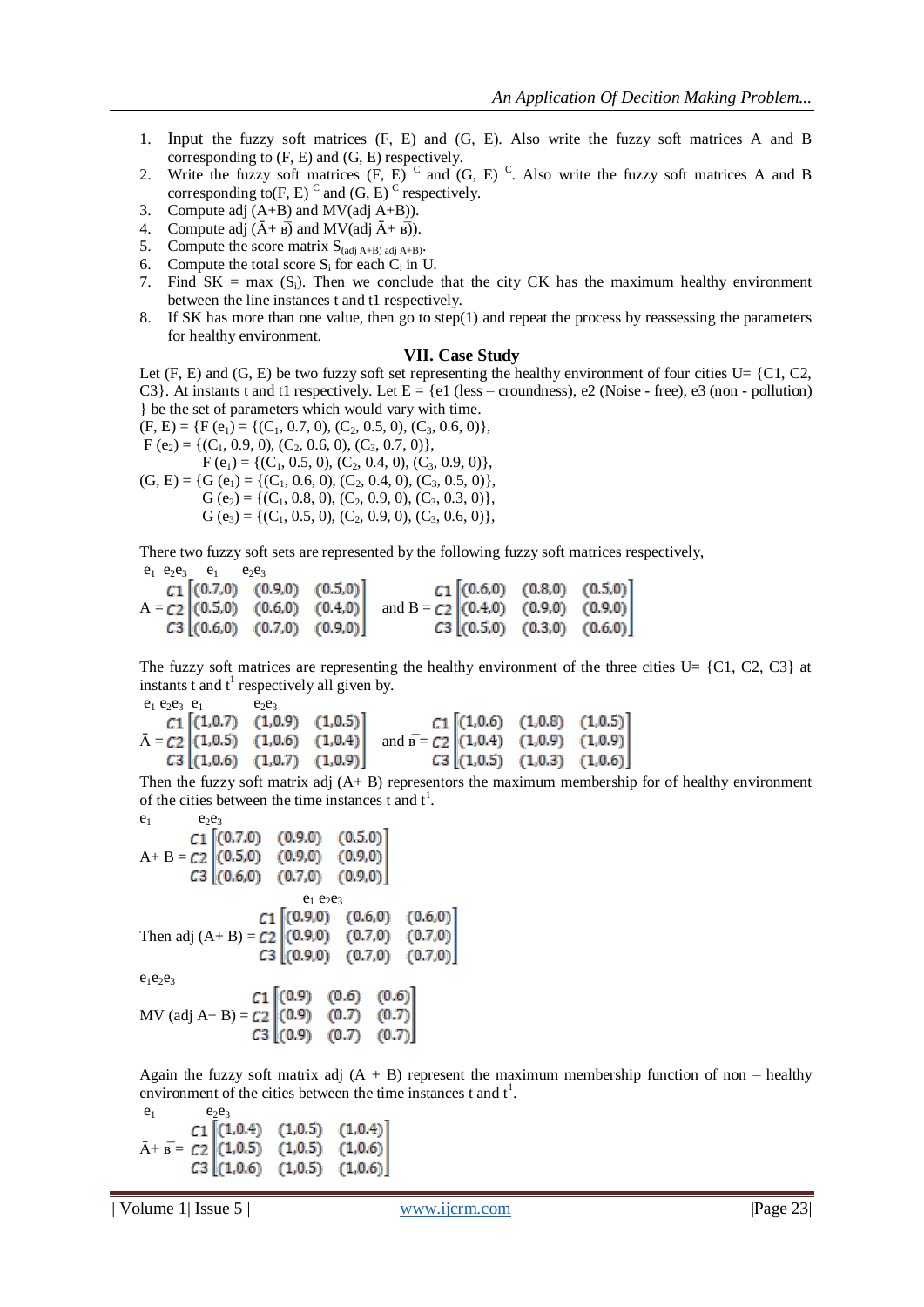1. Input the fuzzy soft matrices (F, E) and (G, E). Also write the fuzzy soft matrices A and B corresponding to (F, E) and (G, E) respectively.
2. Write the fuzzy soft matrices $(F, E)^C$ and $(G, E)^C$. Also write the fuzzy soft matrices A and B corresponding to $(F, E)^C$ and $(G, E)^C$ respectively.
3. Compute adj (A+B) and MV(adj A+B)).
4. Compute adj ($\bar{A}+\bar{B}$) and MV(adj $\bar{A}+\bar{B}$)).
5. Compute the score matrix $S_{(adj\ A+B)\ adj\ A+B)}$.
6. Compute the total score $S_i$ for each $C_i$ in U.
7. Find SK = max ($S_i$). Then we conclude that the city CK has the maximum healthy environment between the line instances t and t1 respectively.
8. If SK has more than one value, then go to step(1) and repeat the process by reassessing the parameters for healthy environment.

## VII. Case Study

Let (F, E) and (G, E) be two fuzzy soft set representing the healthy environment of four cities U= {C1, C2, C3}. At instants t and t1 respectively. Let E = {e1 (less – croundness), e2 (Noise - free), e3 (non - pollution) } be the set of parameters which would vary with time.

(F, E) = {F ($e_1$) = {($C_1$, 0.7, 0), ($C_2$, 0.5, 0), ($C_3$, 0.6, 0)},
F ($e_2$) = {($C_1$, 0.9, 0), ($C_2$, 0.6, 0), ($C_3$, 0.7, 0)},
F ($e_1$) = {($C_1$, 0.5, 0), ($C_2$, 0.4, 0), ($C_3$, 0.9, 0)},

(G, E) = {G ($e_1$) = {($C_1$, 0.6, 0), ($C_2$, 0.4, 0), ($C_3$, 0.5, 0)},
G ($e_2$) = {($C_1$, 0.8, 0), ($C_2$, 0.9, 0), ($C_3$, 0.3, 0)},
G ($e_3$) = {($C_1$, 0.5, 0), ($C_2$, 0.9, 0), ($C_3$, 0.6, 0)},

There two fuzzy soft sets are represented by the following fuzzy soft matrices respectively,

$$A = \begin{matrix} C1 \\ C2 \\ C3 \end{matrix}\begin{bmatrix} (0.7,0) & (0.9,0) & (0.5,0) \\ (0.5,0) & (0.6,0) & (0.4,0) \\ (0.6,0) & (0.7,0) & (0.9,0) \end{bmatrix} \quad \text{and } B = \begin{matrix} C1 \\ C2 \\ C3 \end{matrix}\begin{bmatrix} (0.6,0) & (0.8,0) & (0.5,0) \\ (0.4,0) & (0.9,0) & (0.9,0) \\ (0.5,0) & (0.3,0) & (0.6,0) \end{bmatrix}$$

The fuzzy soft matrices are representing the healthy environment of the three cities U= {C1, C2, C3} at instants t and $t^1$ respectively all given by.

$$\bar{A} = \begin{matrix} C1 \\ C2 \\ C3 \end{matrix}\begin{bmatrix} (1,0.7) & (1,0.9) & (1,0.5) \\ (1,0.5) & (1,0.6) & (1,0.4) \\ (1,0.6) & (1,0.7) & (1,0.9) \end{bmatrix} \quad \text{and } \bar{B} = \begin{matrix} C1 \\ C2 \\ C3 \end{matrix}\begin{bmatrix} (1,0.6) & (1,0.8) & (1,0.5) \\ (1,0.4) & (1,0.9) & (1,0.9) \\ (1,0.5) & (1,0.3) & (1,0.6) \end{bmatrix}$$

Then the fuzzy soft matrix adj (A+ B) representors the maximum membership for of healthy environment of the cities between the time instances t and $t^1$.

$$A+B = \begin{matrix} C1 \\ C2 \\ C3 \end{matrix}\begin{bmatrix} (0.7,0) & (0.9,0) & (0.5,0) \\ (0.5,0) & (0.9,0) & (0.9,0) \\ (0.6,0) & (0.7,0) & (0.9,0) \end{bmatrix}$$

$$\text{Then adj } (A+B) = \begin{matrix} C1 \\ C2 \\ C3 \end{matrix}\begin{bmatrix} (0.9,0) & (0.6,0) & (0.6,0) \\ (0.9,0) & (0.7,0) & (0.7,0) \\ (0.9,0) & (0.7,0) & (0.7,0) \end{bmatrix}$$

$$\text{MV (adj } A+B) = \begin{matrix} C1 \\ C2 \\ C3 \end{matrix}\begin{bmatrix} (0.9) & (0.6) & (0.6) \\ (0.9) & (0.7) & (0.7) \\ (0.9) & (0.7) & (0.7) \end{bmatrix}$$

Again the fuzzy soft matrix adj (A + B) represent the maximum membership function of non – healthy environment of the cities between the time instances t and $t^1$.

$$\bar{A}+\bar{B} = \begin{matrix} C1 \\ C2 \\ C3 \end{matrix}\begin{bmatrix} (1,0.4) & (1,0.5) & (1,0.4) \\ (1,0.5) & (1,0.5) & (1,0.6) \\ (1,0.6) & (1,0.5) & (1,0.6) \end{bmatrix}$$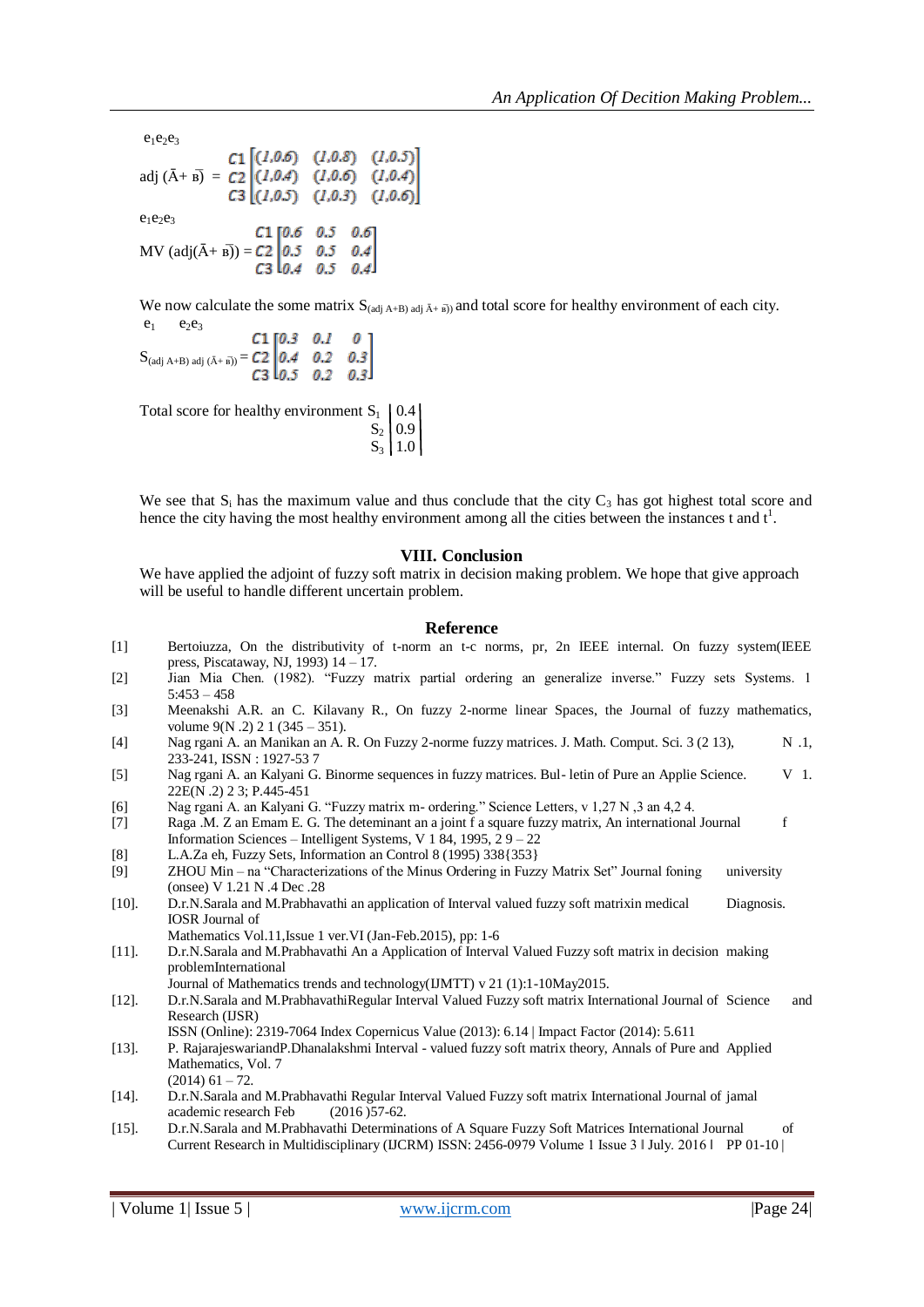$$e_1 e_2 e_3$$

$$\text{adj}(\bar{A} + \bar{B}) = \begin{matrix} C1 \\ C2 \\ C3 \end{matrix} \begin{bmatrix} (1,0.6) & (1,0.8) & (1,0.5) \\ (1,0.4) & (1,0.6) & (1,0.4) \\ (1,0.5) & (1,0.3) & (1,0.6) \end{bmatrix}$$

$$e_1 e_2 e_3$$

$$MV(\text{adj}(\bar{A} + \bar{B})) = \begin{matrix} C1 \\ C2 \\ C3 \end{matrix} \begin{bmatrix} 0.6 & 0.5 & 0.6 \\ 0.5 & 0.5 & 0.4 \\ 0.4 & 0.5 & 0.4 \end{bmatrix}$$

We now calculate the some matrix $S_{(\text{adj } A+B)\text{ adj }\bar{A}+\bar{B}))}$ and total score for healthy environment of each city.

$$e_1 \quad e_2 e_3$$

$$S_{(\text{adj } A+B)\text{ adj }(\bar{A}+\bar{B}))} = \begin{matrix} C1 \\ C2 \\ C3 \end{matrix} \begin{bmatrix} 0.3 & 0.1 & 0 \\ 0.4 & 0.2 & 0.3 \\ 0.5 & 0.2 & 0.3 \end{bmatrix}$$

Total score for healthy environment

$$\begin{matrix} S_1 \\ S_2 \\ S_3 \end{matrix} \begin{vmatrix} 0.4 \\ 0.9 \\ 1.0 \end{vmatrix}$$

We see that $S_i$ has the maximum value and thus conclude that the city $C_3$ has got highest total score and hence the city having the most healthy environment among all the cities between the instances t and $t^1$.

## VIII. Conclusion

We have applied the adjoint of fuzzy soft matrix in decision making problem. We hope that give approach will be useful to handle different uncertain problem.

## Reference

[1] Bertoiuzza, On the distributivity of t-norm an t-c norms, pr, 2n IEEE internal. On fuzzy system(IEEE press, Piscataway, NJ, 1993) 14 – 17.

[2] Jian Mia Chen. (1982). "Fuzzy matrix partial ordering an generalize inverse." Fuzzy sets Systems. 1 5:453 – 458

[3] Meenakshi A.R. an C. Kilavany R., On fuzzy 2-norme linear Spaces, the Journal of fuzzy mathematics, volume 9(N .2) 2 1 (345 – 351).

[4] Nag rgani A. an Manikan an A. R. On Fuzzy 2-norme fuzzy matrices. J. Math. Comput. Sci. 3 (2 13), N .1, 233-241, ISSN : 1927-53 7

[5] Nag rgani A. an Kalyani G. Binorme sequences in fuzzy matrices. Bul- letin of Pure an Applie Science. V 1. 22E(N .2) 2 3; P.445-451

[6] Nag rgani A. an Kalyani G. "Fuzzy matrix m- ordering." Science Letters, v 1,27 N ,3 an 4,2 4.

[7] Raga .M. Z an Emam E. G. The deteminant an a joint f a square fuzzy matrix, An international Journal f Information Sciences – Intelligent Systems, V 1 84, 1995, 2 9 – 22

[8] L.A.Za eh, Fuzzy Sets, Information an Control 8 (1995) 338{353}

[9] ZHOU Min – na "Characterizations of the Minus Ordering in Fuzzy Matrix Set" Journal foning university (onsee) V 1.21 N .4 Dec .28

[10]. D.r.N.Sarala and M.Prabhavathi an application of Interval valued fuzzy soft matrixin medical Diagnosis. IOSR Journal of Mathematics Vol.11,Issue 1 ver.VI (Jan-Feb.2015), pp: 1-6

[11]. D.r.N.Sarala and M.Prabhavathi An a Application of Interval Valued Fuzzy soft matrix in decision making problemInternational Journal of Mathematics trends and technology(IJMTT) v 21 (1):1-10May2015.

[12]. D.r.N.Sarala and M.PrabhavathiRegular Interval Valued Fuzzy soft matrix International Journal of Science and Research (IJSR) ISSN (Online): 2319-7064 Index Copernicus Value (2013): 6.14 | Impact Factor (2014): 5.611

[13]. P. RajarajeswariandP.Dhanalakshmi Interval - valued fuzzy soft matrix theory, Annals of Pure and Applied Mathematics, Vol. 7 (2014) 61 – 72.

[14]. D.r.N.Sarala and M.Prabhavathi Regular Interval Valued Fuzzy soft matrix International Journal of jamal academic research Feb (2016 )57-62.

[15]. D.r.N.Sarala and M.Prabhavathi Determinations of A Square Fuzzy Soft Matrices International Journal of Current Research in Multidisciplinary (IJCRM) ISSN: 2456-0979 Volume 1 Issue 3 ǁ July. 2016 ǁ PP 01-10 |